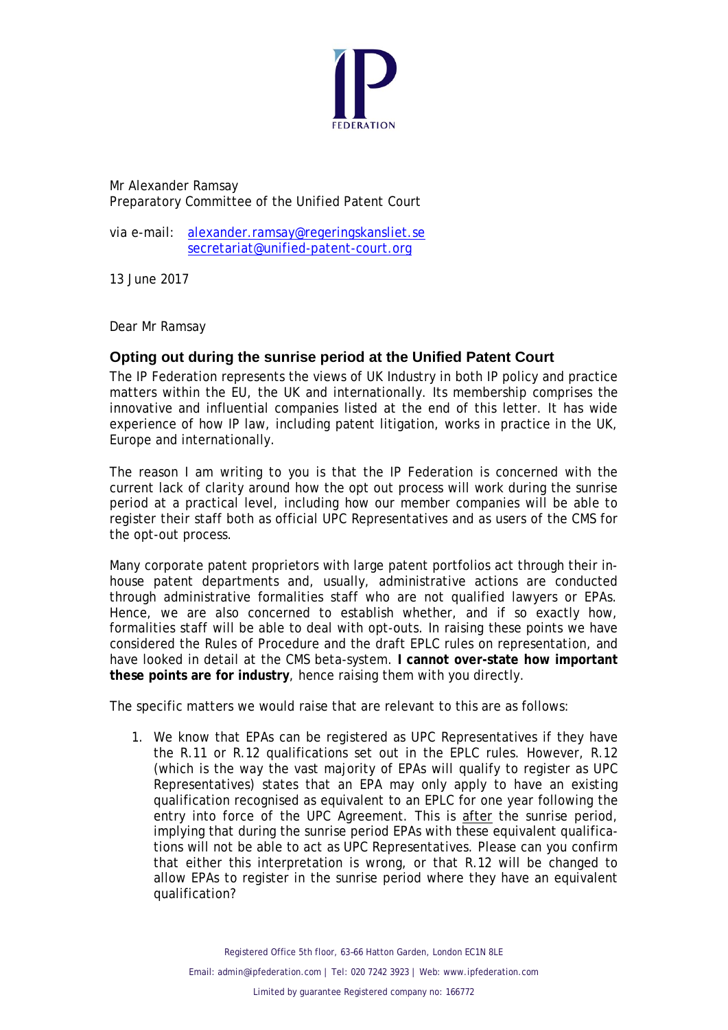Mr Alexander Ramsay
Preparatory Committee of the Unified Patent Court

via e-mail: alexander.ramsay@regeringskansliet.se
secretariat@unified-patent-court.org

13 June 2017

Dear Mr Ramsay

## Opting out during the sunrise period at the Unified Patent Court

The IP Federation represents the views of UK Industry in both IP policy and practice matters within the EU, the UK and internationally. Its membership comprises the innovative and influential companies listed at the end of this letter. It has wide experience of how IP law, including patent litigation, works in practice in the UK, Europe and internationally.

The reason I am writing to you is that the IP Federation is concerned with the current lack of clarity around how the opt out process will work during the sunrise period at a practical level, including how our member companies will be able to register their staff both as official UPC Representatives and as users of the CMS for the opt-out process.

Many corporate patent proprietors with large patent portfolios act through their in-house patent departments and, usually, administrative actions are conducted through administrative formalities staff who are not qualified lawyers or EPAs. Hence, we are also concerned to establish whether, and if so exactly how, formalities staff will be able to deal with opt-outs. In raising these points we have considered the Rules of Procedure and the draft EPLC rules on representation, and have looked in detail at the CMS beta-system. **I cannot over-state how important these points are for industry**, hence raising them with you directly.

The specific matters we would raise that are relevant to this are as follows:

1. We know that EPAs can be registered as UPC Representatives if they have the R.11 or R.12 qualifications set out in the EPLC rules. However, R.12 (which is the way the vast majority of EPAs will qualify to register as UPC Representatives) states that an EPA may only apply to have an existing qualification recognised as equivalent to an EPLC for one year following the entry into force of the UPC Agreement. This is <u>after</u> the sunrise period, implying that during the sunrise period EPAs with these equivalent qualifications will not be able to act as UPC Representatives. Please can you confirm that either this interpretation is wrong, or that R.12 will be changed to allow EPAs to register in the sunrise period where they have an equivalent qualification?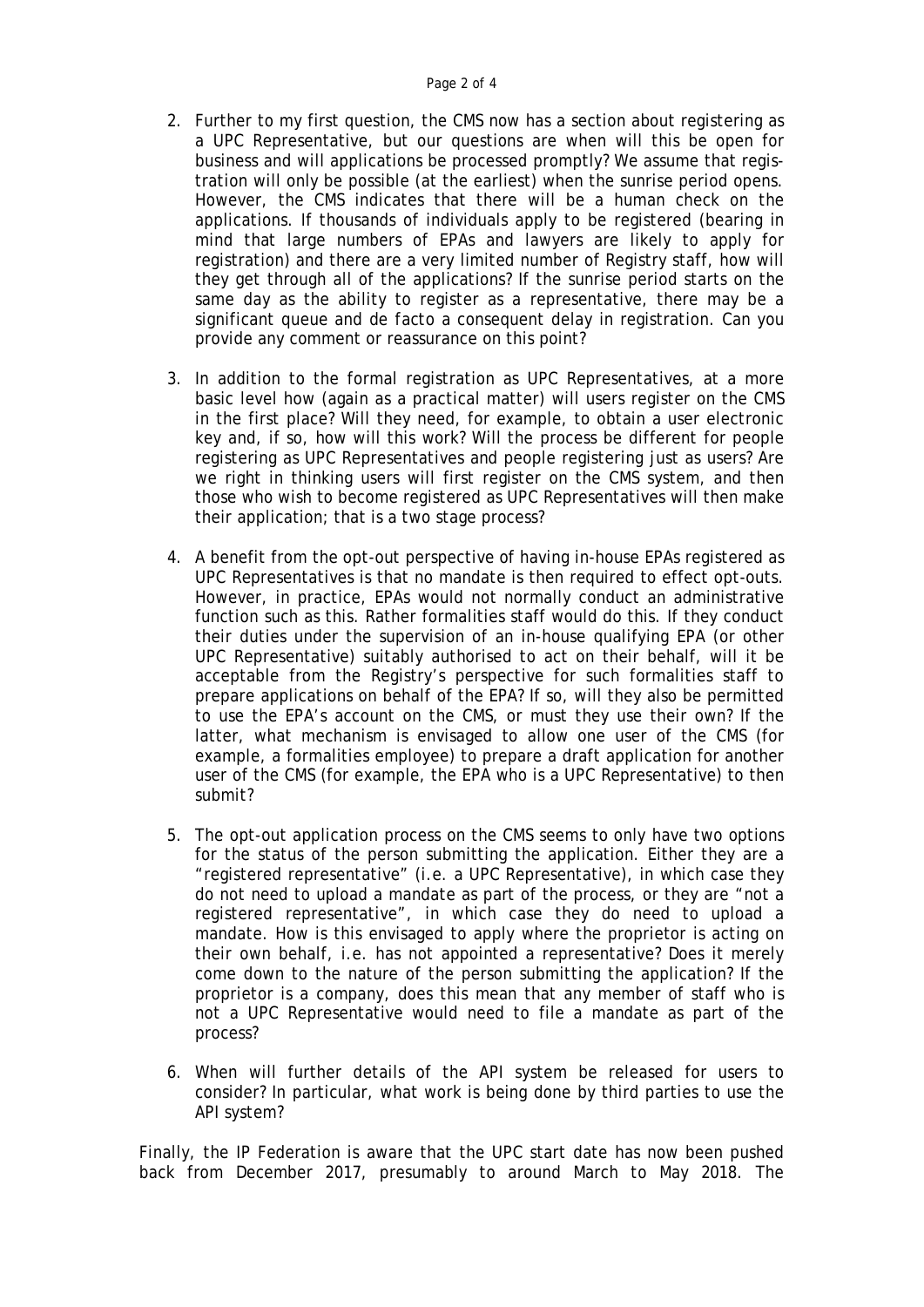2. Further to my first question, the CMS now has a section about registering as a UPC Representative, but our questions are when will this be open for business and will applications be processed promptly? We assume that registration will only be possible (at the earliest) when the sunrise period opens. However, the CMS indicates that there will be a human check on the applications. If thousands of individuals apply to be registered (bearing in mind that large numbers of EPAs and lawyers are likely to apply for registration) and there are a very limited number of Registry staff, how will they get through all of the applications? If the sunrise period starts on the same day as the ability to register as a representative, there may be a significant queue and *de facto* a consequent delay in registration. Can you provide any comment or reassurance on this point?

3. In addition to the formal registration as UPC Representatives, at a more basic level how (again as a practical matter) will users register on the CMS in the first place? Will they need, for example, to obtain a user electronic key and, if so, how will this work? Will the process be different for people registering as UPC Representatives and people registering just as users? Are we right in thinking users will first register on the CMS system, and then those who wish to become registered as UPC Representatives will then make their application; that is a two stage process?

4. A benefit from the opt-out perspective of having in-house EPAs registered as UPC Representatives is that no mandate is then required to effect opt-outs. However, in practice, EPAs would not normally conduct an administrative function such as this. Rather formalities staff would do this. If they conduct their duties under the supervision of an in-house qualifying EPA (or other UPC Representative) suitably authorised to act on their behalf, will it be acceptable from the Registry's perspective for such formalities staff to prepare applications on behalf of the EPA? If so, will they also be permitted to use the EPA's account on the CMS, or must they use their own? If the latter, what mechanism is envisaged to allow one user of the CMS (for example, a formalities employee) to prepare a draft application for another user of the CMS (for example, the EPA who is a UPC Representative) to then submit?

5. The opt-out application process on the CMS seems to only have two options for the status of the person submitting the application. Either they are a "registered representative" (i.e. a UPC Representative), in which case they do not need to upload a mandate as part of the process, or they are "not a registered representative", in which case they do need to upload a mandate. How is this envisaged to apply where the proprietor is acting on their own behalf, i.e. has not appointed a representative? Does it merely come down to the nature of the person submitting the application? If the proprietor is a company, does this mean that any member of staff who is not a UPC Representative would need to file a mandate as part of the process?

6. When will further details of the API system be released for users to consider? In particular, what work is being done by third parties to use the API system?

Finally, the IP Federation is aware that the UPC start date has now been pushed back from December 2017, presumably to around March to May 2018. The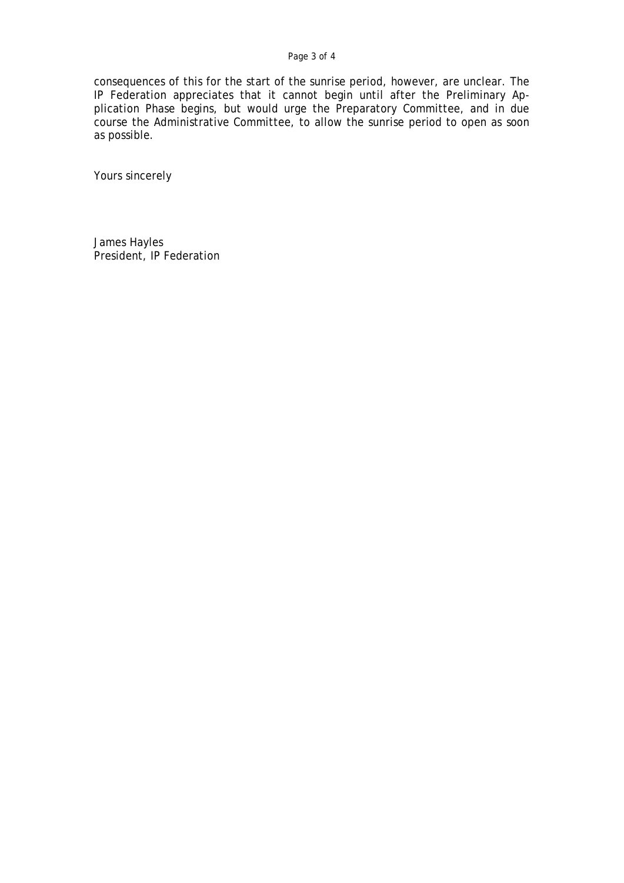consequences of this for the start of the sunrise period, however, are unclear. The IP Federation appreciates that it cannot begin until after the Preliminary Application Phase begins, but would urge the Preparatory Committee, and in due course the Administrative Committee, to allow the sunrise period to open as soon as possible.

Yours sincerely

James Hayles
President, IP Federation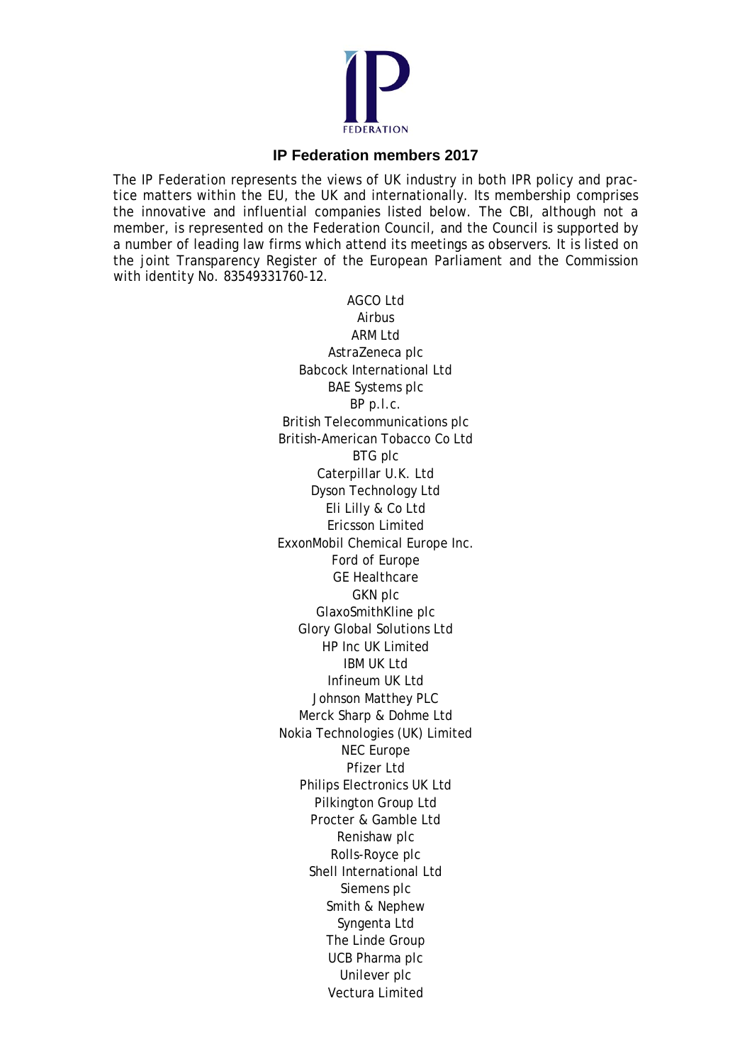## IP Federation members 2017

The IP Federation represents the views of UK industry in both IPR policy and practice matters within the EU, the UK and internationally. Its membership comprises the innovative and influential companies listed below. The CBI, although not a member, is represented on the Federation Council, and the Council is supported by a number of leading law firms which attend its meetings as observers. It is listed on the joint Transparency Register of the European Parliament and the Commission with identity No. 83549331760-12.

AGCO Ltd
Airbus
ARM Ltd
AstraZeneca plc
Babcock International Ltd
BAE Systems plc
BP p.l.c.
British Telecommunications plc
British-American Tobacco Co Ltd
BTG plc
Caterpillar U.K. Ltd
Dyson Technology Ltd
Eli Lilly & Co Ltd
Ericsson Limited
ExxonMobil Chemical Europe Inc.
Ford of Europe
GE Healthcare
GKN plc
GlaxoSmithKline plc
Glory Global Solutions Ltd
HP Inc UK Limited
IBM UK Ltd
Infineum UK Ltd
Johnson Matthey PLC
Merck Sharp & Dohme Ltd
Nokia Technologies (UK) Limited
NEC Europe
Pfizer Ltd
Philips Electronics UK Ltd
Pilkington Group Ltd
Procter & Gamble Ltd
Renishaw plc
Rolls-Royce plc
Shell International Ltd
Siemens plc
Smith & Nephew
Syngenta Ltd
The Linde Group
UCB Pharma plc
Unilever plc
Vectura Limited